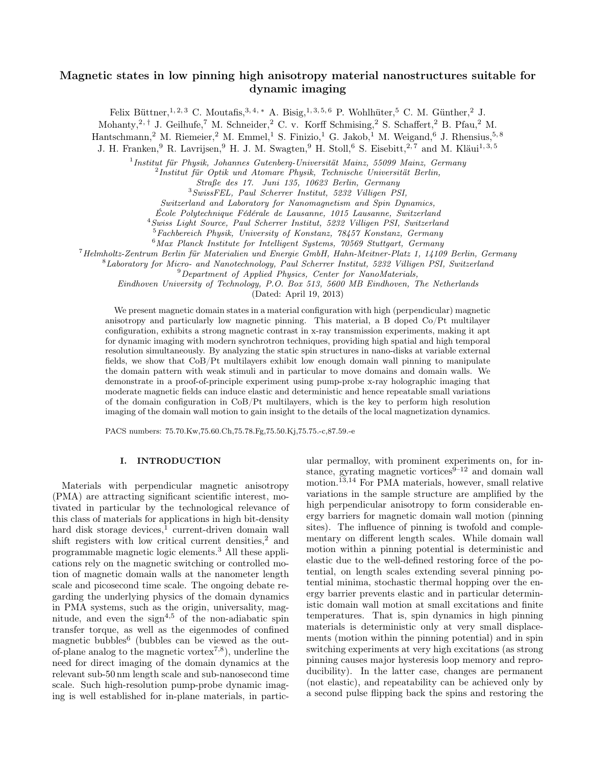# Magnetic states in low pinning high anisotropy material nanostructures suitable for dynamic imaging

Felix Büttner,[1,2,3] C. Moutafis,[3,4,*] A. Bisig,[1,3,5,6] P. Wohlhüter,[5] C. M. Günther,[2] J. Mohanty,[2,†] J. Geilhufe,[7] M. Schneider,[2] C. v. Korff Schmising,[2] S. Schaffert,[2] B. Pfau,[2] M. Hantschmann,[2] M. Riemeier,[2] M. Emmel,[1] S. Finizio,[1] G. Jakob,[1] M. Weigand,[6] J. Rhensius,[5,8] J. H. Franken,[9] R. Lavrijsen,[9] H. J. M. Swagten,[9] H. Stoll,[6] S. Eisebitt,[2,7] and M. Kläui[1,3,5]

[1] *Institut für Physik, Johannes Gutenberg-Universität Mainz, 55099 Mainz, Germany*
[2] *Institut für Optik und Atomare Physik, Technische Universität Berlin, Straße des 17. Juni 135, 10623 Berlin, Germany*
[3] *SwissFEL, Paul Scherrer Institut, 5232 Villigen PSI, Switzerland and Laboratory for Nanomagnetism and Spin Dynamics, École Polytechnique Fédérale de Lausanne, 1015 Lausanne, Switzerland*
[4] *Swiss Light Source, Paul Scherrer Institut, 5232 Villigen PSI, Switzerland*
[5] *Fachbereich Physik, University of Konstanz, 78457 Konstanz, Germany*
[6] *Max Planck Institute for Intelligent Systems, 70569 Stuttgart, Germany*
[7] *Helmholtz-Zentrum Berlin für Materialien und Energie GmbH, Hahn-Meitner-Platz 1, 14109 Berlin, Germany*
[8] *Laboratory for Micro- and Nanotechnology, Paul Scherrer Institut, 5232 Villigen PSI, Switzerland*
[9] *Department of Applied Physics, Center for NanoMaterials, Eindhoven University of Technology, P.O. Box 513, 5600 MB Eindhoven, The Netherlands*

(Dated: April 19, 2013)

We present magnetic domain states in a material configuration with high (perpendicular) magnetic anisotropy and particularly low magnetic pinning. This material, a B doped Co/Pt multilayer configuration, exhibits a strong magnetic contrast in x-ray transmission experiments, making it apt for dynamic imaging with modern synchrotron techniques, providing high spatial and high temporal resolution simultaneously. By analyzing the static spin structures in nano-disks at variable external fields, we show that CoB/Pt multilayers exhibit low enough domain wall pinning to manipulate the domain pattern with weak stimuli and in particular to move domains and domain walls. We demonstrate in a proof-of-principle experiment using pump-probe x-ray holographic imaging that moderate magnetic fields can induce elastic and deterministic and hence repeatable small variations of the domain configuration in CoB/Pt multilayers, which is the key to perform high resolution imaging of the domain wall motion to gain insight to the details of the local magnetization dynamics.

PACS numbers: 75.70.Kw,75.60.Ch,75.78.Fg,75.50.Kj,75.75.-c,87.59.-e

## I. INTRODUCTION

Materials with perpendicular magnetic anisotropy (PMA) are attracting significant scientific interest, motivated in particular by the technological relevance of this class of materials for applications in high bit-density hard disk storage devices,[1] current-driven domain wall shift registers with low critical current densities,[2] and programmable magnetic logic elements.[3] All these applications rely on the magnetic switching or controlled motion of magnetic domain walls at the nanometer length scale and picosecond time scale. The ongoing debate regarding the underlying physics of the domain dynamics in PMA systems, such as the origin, universality, magnitude, and even the sign[4,5] of the non-adiabatic spin transfer torque, as well as the eigenmodes of confined magnetic bubbles[6] (bubbles can be viewed as the out-of-plane analog to the magnetic vortex[7,8]), underline the need for direct imaging of the domain dynamics at the relevant sub-50 nm length scale and sub-nanosecond time scale. Such high-resolution pump-probe dynamic imaging is well established for in-plane materials, in particular permalloy, with prominent experiments on, for instance, gyrating magnetic vortices[9–12] and domain wall motion.[13,14] For PMA materials, however, small relative variations in the sample structure are amplified by the high perpendicular anisotropy to form considerable energy barriers for magnetic domain wall motion (pinning sites). The influence of pinning is twofold and complementary on different length scales. While domain wall motion within a pinning potential is deterministic and elastic due to the well-defined restoring force of the potential, on length scales extending several pinning potential minima, stochastic thermal hopping over the energy barrier prevents elastic and in particular deterministic domain wall motion at small excitations and finite temperatures. That is, spin dynamics in high pinning materials is deterministic only at very small displacements (motion within the pinning potential) and in spin switching experiments at very high excitations (as strong pinning causes major hysteresis loop memory and reproducibility). In the latter case, changes are permanent (not elastic), and repeatability can be achieved only by a second pulse flipping back the spins and restoring the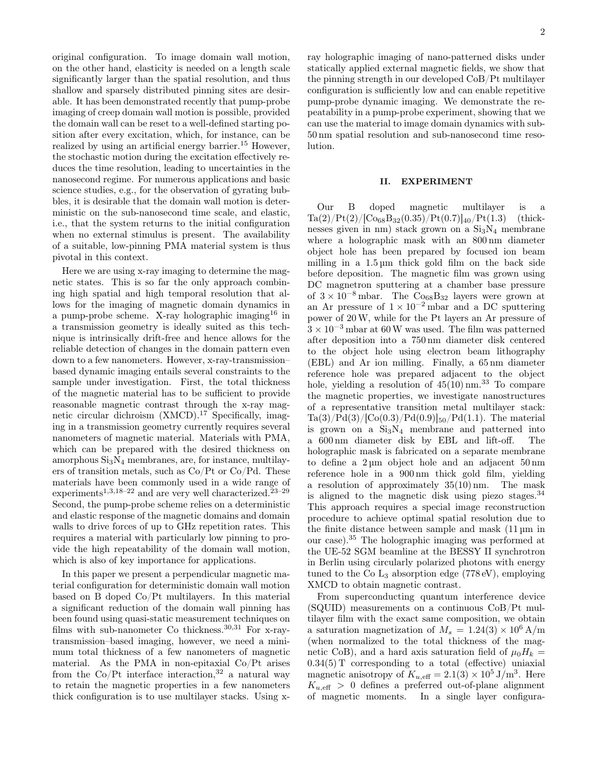original configuration. To image domain wall motion, on the other hand, elasticity is needed on a length scale significantly larger than the spatial resolution, and thus shallow and sparsely distributed pinning sites are desirable. It has been demonstrated recently that pump-probe imaging of creep domain wall motion is possible, provided the domain wall can be reset to a well-defined starting position after every excitation, which, for instance, can be realized by using an artificial energy barrier.[15] However, the stochastic motion during the excitation effectively reduces the time resolution, leading to uncertainties in the nanosecond regime. For numerous applications and basic science studies, e.g., for the observation of gyrating bubbles, it is desirable that the domain wall motion is deterministic on the sub-nanosecond time scale, and elastic, i.e., that the system returns to the initial configuration when no external stimulus is present. The availability of a suitable, low-pinning PMA material system is thus pivotal in this context.

Here we are using x-ray imaging to determine the magnetic states. This is so far the only approach combining high spatial and high temporal resolution that allows for the imaging of magnetic domain dynamics in a pump-probe scheme. X-ray holographic imaging[16] in a transmission geometry is ideally suited as this technique is intrinsically drift-free and hence allows for the reliable detection of changes in the domain pattern even down to a few nanometers. However, x-ray-transmission–based dynamic imaging entails several constraints to the sample under investigation. First, the total thickness of the magnetic material has to be sufficient to provide reasonable magnetic contrast through the x-ray magnetic circular dichroism (XMCD).[17] Specifically, imaging in a transmission geometry currently requires several nanometers of magnetic material. Materials with PMA, which can be prepared with the desired thickness on amorphous $Si_3N_4$ membranes, are, for instance, multilayers of transition metals, such as Co/Pt or Co/Pd. These materials have been commonly used in a wide range of experiments[1,3,18–22] and are very well characterized.[23–29] Second, the pump-probe scheme relies on a deterministic and elastic response of the magnetic domains and domain walls to drive forces of up to GHz repetition rates. This requires a material with particularly low pinning to provide the high repeatability of the domain wall motion, which is also of key importance for applications.

In this paper we present a perpendicular magnetic material configuration for deterministic domain wall motion based on B doped Co/Pt multilayers. In this material a significant reduction of the domain wall pinning has been found using quasi-static measurement techniques on films with sub-nanometer Co thickness.[30,31] For x-ray-transmission–based imaging, however, we need a minimum total thickness of a few nanometers of magnetic material. As the PMA in non-epitaxial Co/Pt arises from the Co/Pt interface interaction,[32] a natural way to retain the magnetic properties in a few nanometers thick configuration is to use multilayer stacks. Using x-ray holographic imaging of nano-patterned disks under statically applied external magnetic fields, we show that the pinning strength in our developed CoB/Pt multilayer configuration is sufficiently low and can enable repetitive pump-probe dynamic imaging. We demonstrate the repeatability in a pump-probe experiment, showing that we can use the material to image domain dynamics with sub-50 nm spatial resolution and sub-nanosecond time resolution.

## II. EXPERIMENT

Our B doped magnetic multilayer is a Ta(2)/Pt(2)/[$Co_{68}B_{32}$(0.35)/Pt(0.7)]$_{40}$/Pt(1.3) (thicknesses given in nm) stack grown on a $Si_3N_4$ membrane where a holographic mask with an 800 nm diameter object hole has been prepared by focused ion beam milling in a 1.5 µm thick gold film on the back side before deposition. The magnetic film was grown using DC magnetron sputtering at a chamber base pressure of $3 \times 10^{-8}$ mbar. The $Co_{68}B_{32}$ layers were grown at an Ar pressure of $1 \times 10^{-2}$ mbar and a DC sputtering power of 20 W, while for the Pt layers an Ar pressure of $3 \times 10^{-3}$ mbar at 60 W was used. The film was patterned after deposition into a 750 nm diameter disk centered to the object hole using electron beam lithography (EBL) and Ar ion milling. Finally, a 65 nm diameter reference hole was prepared adjacent to the object hole, yielding a resolution of 45(10) nm.[33] To compare the magnetic properties, we investigate nanostructures of a representative transition metal multilayer stack: Ta(3)/Pd(3)/[Co(0.3)/Pd(0.9)]$_{50}$/Pd(1.1). The material is grown on a $Si_3N_4$ membrane and patterned into a 600 nm diameter disk by EBL and lift-off. The holographic mask is fabricated on a separate membrane to define a 2 µm object hole and an adjacent 50 nm reference hole in a 900 nm thick gold film, yielding a resolution of approximately 35(10) nm. The mask is aligned to the magnetic disk using piezo stages.[34] This approach requires a special image reconstruction procedure to achieve optimal spatial resolution due to the finite distance between sample and mask (11 µm in our case).[35] The holographic imaging was performed at the UE-52 SGM beamline at the BESSY II synchrotron in Berlin using circularly polarized photons with energy tuned to the Co $L_3$ absorption edge (778 eV), employing XMCD to obtain magnetic contrast.

From superconducting quantum interference device (SQUID) measurements on a continuous CoB/Pt multilayer film with the exact same composition, we obtain a saturation magnetization of $M_s = 1.24(3) \times 10^6$ A/m (when normalized to the total thickness of the magnetic CoB), and a hard axis saturation field of $\mu_0 H_k = 0.34(5)$ T corresponding to a total (effective) uniaxial magnetic anisotropy of $K_{u,\text{eff}} = 2.1(3) \times 10^5$ J/m$^3$. Here $K_{u,\text{eff}} > 0$ defines a preferred out-of-plane alignment of magnetic moments. In a single layer configura-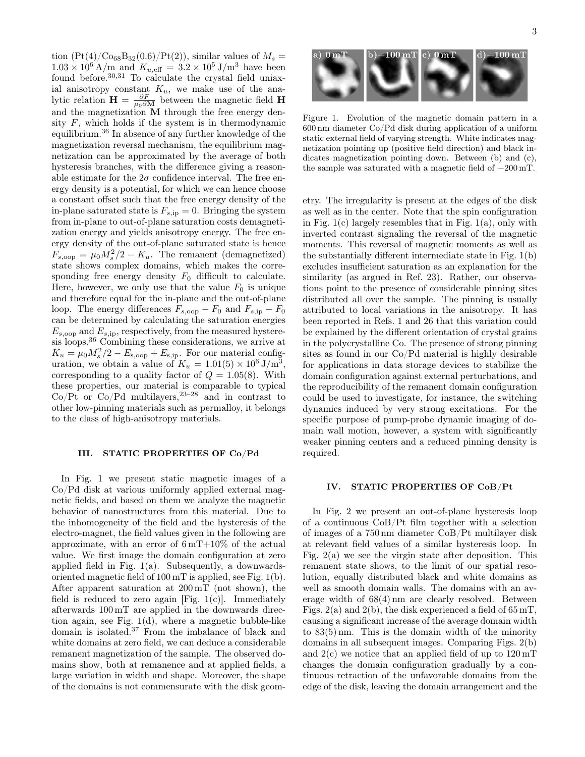tion (Pt(4)/$Co_{68}B_{32}$(0.6)/Pt(2)), similar values of $M_s = 1.03 \times 10^6$ A/m and $K_{u,\mathrm{eff}} = 3.2 \times 10^5$ J/m$^3$ have been found before.[30,31] To calculate the crystal field uniaxial anisotropy constant $K_u$, we make use of the analytic relation $\mathbf{H} = \frac{\partial F}{\mu_0 \partial \mathbf{M}}$ between the magnetic field $\mathbf{H}$ and the magnetization $\mathbf{M}$ through the free energy density $F$, which holds if the system is in thermodynamic equilibrium.[36] In absence of any further knowledge of the magnetization reversal mechanism, the equilibrium magnetization can be approximated by the average of both hysteresis branches, with the difference giving a reasonable estimate for the $2\sigma$ confidence interval. The free energy density is a potential, for which we can hence choose a constant offset such that the free energy density of the in-plane saturated state is $F_{s,\mathrm{ip}} = 0$. Bringing the system from in-plane to out-of-plane saturation costs demagnetization energy and yields anisotropy energy. The free energy density of the out-of-plane saturated state is hence $F_{s,\mathrm{oop}} = \mu_0 M_s^2/2 - K_u$. The remanent (demagnetized) state shows complex domains, which makes the corresponding free energy density $F_0$ difficult to calculate. Here, however, we only use that the value $F_0$ is unique and therefore equal for the in-plane and the out-of-plane loop. The energy differences $F_{s,\mathrm{oop}} - F_0$ and $F_{s,\mathrm{ip}} - F_0$ can be determined by calculating the saturation energies $E_{s,\mathrm{oop}}$ and $E_{s,\mathrm{ip}}$, respectively, from the measured hysteresis loops.[36] Combining these considerations, we arrive at $K_u = \mu_0 M_s^2/2 - E_{\mathrm{s,oop}} + E_{\mathrm{s,ip}}$. For our material configuration, we obtain a value of $K_u = 1.01(5) \times 10^6$ J/m$^3$, corresponding to a quality factor of $Q = 1.05(8)$. With these properties, our material is comparable to typical Co/Pt or Co/Pd multilayers,[23–28] and in contrast to other low-pinning materials such as permalloy, it belongs to the class of high-anisotropy materials.

## III. STATIC PROPERTIES OF Co/Pd

In Fig. 1 we present static magnetic images of a Co/Pd disk at various uniformly applied external magnetic fields, and based on them we analyze the magnetic behavior of nanostructures from this material. Due to the inhomogeneity of the field and the hysteresis of the electro-magnet, the field values given in the following are approximate, with an error of 6 mT+10% of the actual value. We first image the domain configuration at zero applied field in Fig. 1(a). Subsequently, a downwards-oriented magnetic field of 100 mT is applied, see Fig. 1(b). After apparent saturation at 200 mT (not shown), the field is reduced to zero again [Fig. 1(c)]. Immediately afterwards 100 mT are applied in the downwards direction again, see Fig. 1(d), where a magnetic bubble-like domain is isolated.[37] From the imbalance of black and white domains at zero field, we can deduce a considerable remanent magnetization of the sample. The observed domains show, both at remanence and at applied fields, a large variation in width and shape. Moreover, the shape of the domains is not commensurate with the disk geometry. The irregularity is present at the edges of the disk as well as in the center. Note that the spin configuration in Fig. 1(c) largely resembles that in Fig. 1(a), only with inverted contrast signaling the reversal of the magnetic moments. This reversal of magnetic moments as well as the substantially different intermediate state in Fig. 1(b) excludes insufficient saturation as an explanation for the similarity (as argued in Ref. 23). Rather, our observations point to the presence of considerable pinning sites distributed all over the sample. The pinning is usually attributed to local variations in the anisotropy. It has been reported in Refs. 1 and 26 that this variation could be explained by the different orientation of crystal grains in the polycrystalline Co. The presence of strong pinning sites as found in our Co/Pd material is highly desirable for applications in data storage devices to stabilize the domain configuration against external perturbations, and the reproducibility of the remanent domain configuration could be used to investigate, for instance, the switching dynamics induced by very strong excitations. For the specific purpose of pump-probe dynamic imaging of domain wall motion, however, a system with significantly weaker pinning centers and a reduced pinning density is required.

a) 0 mT b) −100 mT c) 0 mT d) −100 mT

Figure 1. Evolution of the magnetic domain pattern in a 600 nm diameter Co/Pd disk during application of a uniform static external field of varying strength. White indicates magnetization pointing up (positive field direction) and black indicates magnetization pointing down. Between (b) and (c), the sample was saturated with a magnetic field of −200 mT.

## IV. STATIC PROPERTIES OF CoB/Pt

In Fig. 2 we present an out-of-plane hysteresis loop of a continuous CoB/Pt film together with a selection of images of a 750 nm diameter CoB/Pt multilayer disk at relevant field values of a similar hysteresis loop. In Fig. 2(a) we see the virgin state after deposition. This remanent state shows, to the limit of our spatial resolution, equally distributed black and white domains as well as smooth domain walls. The domains with an average width of 68(4) nm are clearly resolved. Between Figs. 2(a) and 2(b), the disk experienced a field of 65 mT, causing a significant increase of the average domain width to 83(5) nm. This is the domain width of the minority domains in all subsequent images. Comparing Figs. 2(b) and 2(c) we notice that an applied field of up to 120 mT changes the domain configuration gradually by a continuous retraction of the unfavorable domains from the edge of the disk, leaving the domain arrangement and the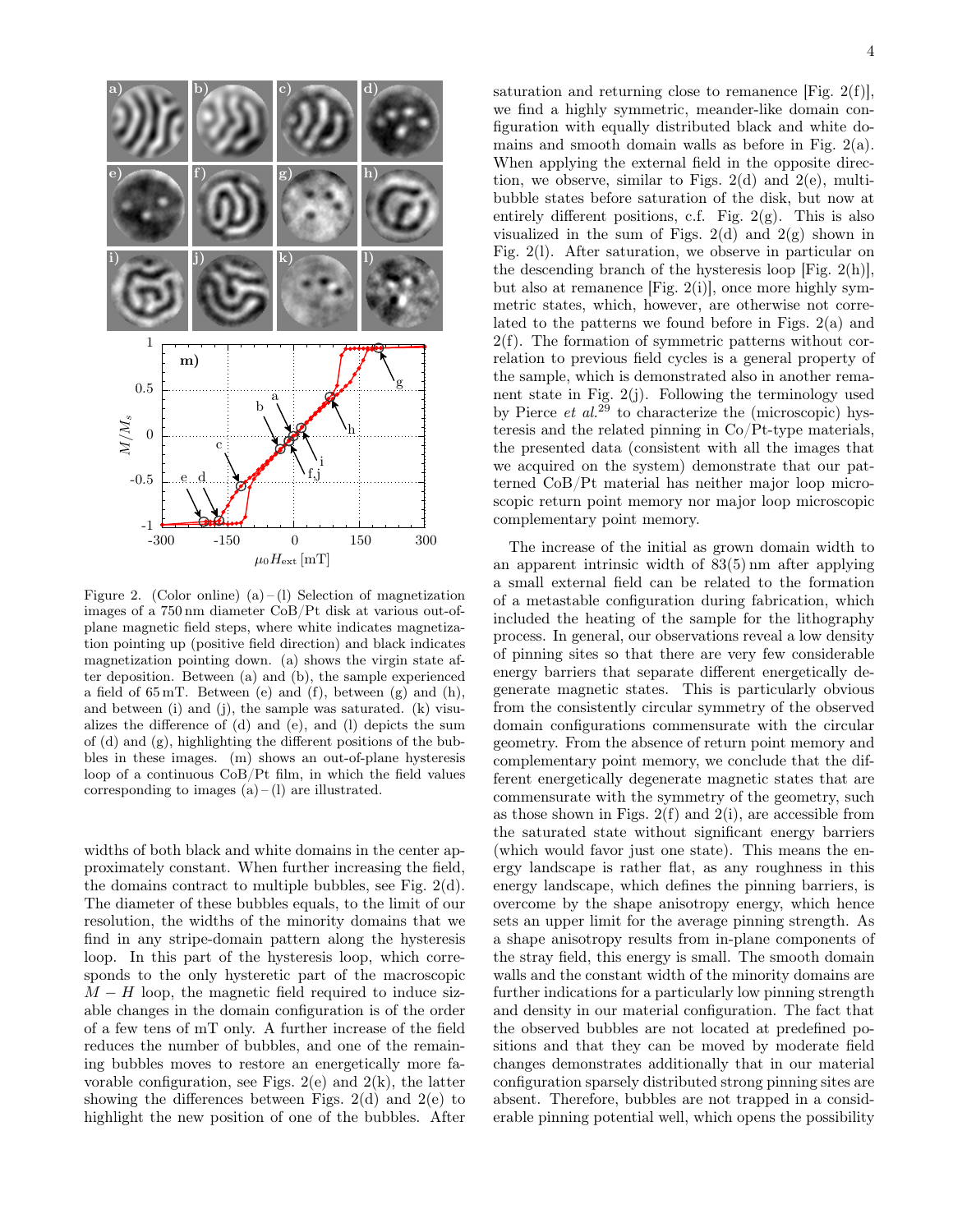Figure 2. (Color online) (a) – (l) Selection of magnetization images of a 750 nm diameter CoB/Pt disk at various out-of-plane magnetic field steps, where white indicates magnetization pointing up (positive field direction) and black indicates magnetization pointing down. (a) shows the virgin state after deposition. Between (a) and (b), the sample experienced a field of 65 mT. Between (e) and (f), between (g) and (h), and between (i) and (j), the sample was saturated. (k) visualizes the difference of (d) and (e), and (l) depicts the sum of (d) and (g), highlighting the different positions of the bubbles in these images. (m) shows an out-of-plane hysteresis loop of a continuous CoB/Pt film, in which the field values corresponding to images (a) – (l) are illustrated.

widths of both black and white domains in the center approximately constant. When further increasing the field, the domains contract to multiple bubbles, see Fig. 2(d). The diameter of these bubbles equals, to the limit of our resolution, the widths of the minority domains that we find in any stripe-domain pattern along the hysteresis loop. In this part of the hysteresis loop, which corresponds to the only hysteretic part of the macroscopic $M-H$ loop, the magnetic field required to induce sizable changes in the domain configuration is of the order of a few tens of mT only. A further increase of the field reduces the number of bubbles, and one of the remaining bubbles moves to restore an energetically more favorable configuration, see Figs. 2(e) and 2(k), the latter showing the differences between Figs. 2(d) and 2(e) to highlight the new position of one of the bubbles. After saturation and returning close to remanence [Fig. 2(f)], we find a highly symmetric, meander-like domain configuration with equally distributed black and white domains and smooth domain walls as before in Fig. 2(a). When applying the external field in the opposite direction, we observe, similar to Figs. 2(d) and 2(e), multi-bubble states before saturation of the disk, but now at entirely different positions, c.f. Fig. 2(g). This is also visualized in the sum of Figs. 2(d) and 2(g) shown in Fig. 2(l). After saturation, we observe in particular on the descending branch of the hysteresis loop [Fig. 2(h)], but also at remanence [Fig. 2(i)], once more highly symmetric states, which, however, are otherwise not correlated to the patterns we found before in Figs. 2(a) and 2(f). The formation of symmetric patterns without correlation to previous field cycles is a general property of the sample, which is demonstrated also in another remanent state in Fig. 2(j). Following the terminology used by Pierce *et al.*[29] to characterize the (microscopic) hysteresis and the related pinning in Co/Pt-type materials, the presented data (consistent with all the images that we acquired on the system) demonstrate that our patterned CoB/Pt material has neither major loop microscopic return point memory nor major loop microscopic complementary point memory.

The increase of the initial as grown domain width to an apparent intrinsic width of 83(5) nm after applying a small external field can be related to the formation of a metastable configuration during fabrication, which included the heating of the sample for the lithography process. In general, our observations reveal a low density of pinning sites so that there are very few considerable energy barriers that separate different energetically degenerate magnetic states. This is particularly obvious from the consistently circular symmetry of the observed domain configurations commensurate with the circular geometry. From the absence of return point memory and complementary point memory, we conclude that the different energetically degenerate magnetic states that are commensurate with the symmetry of the geometry, such as those shown in Figs. 2(f) and 2(i), are accessible from the saturated state without significant energy barriers (which would favor just one state). This means the energy landscape is rather flat, as any roughness in this energy landscape, which defines the pinning barriers, is overcome by the shape anisotropy energy, which hence sets an upper limit for the average pinning strength. As a shape anisotropy results from in-plane components of the stray field, this energy is small. The smooth domain walls and the constant width of the minority domains are further indications for a particularly low pinning strength and density in our material configuration. The fact that the observed bubbles are not located at predefined positions and that they can be moved by moderate field changes demonstrates additionally that in our material configuration sparsely distributed strong pinning sites are absent. Therefore, bubbles are not trapped in a considerable pinning potential well, which opens the possibility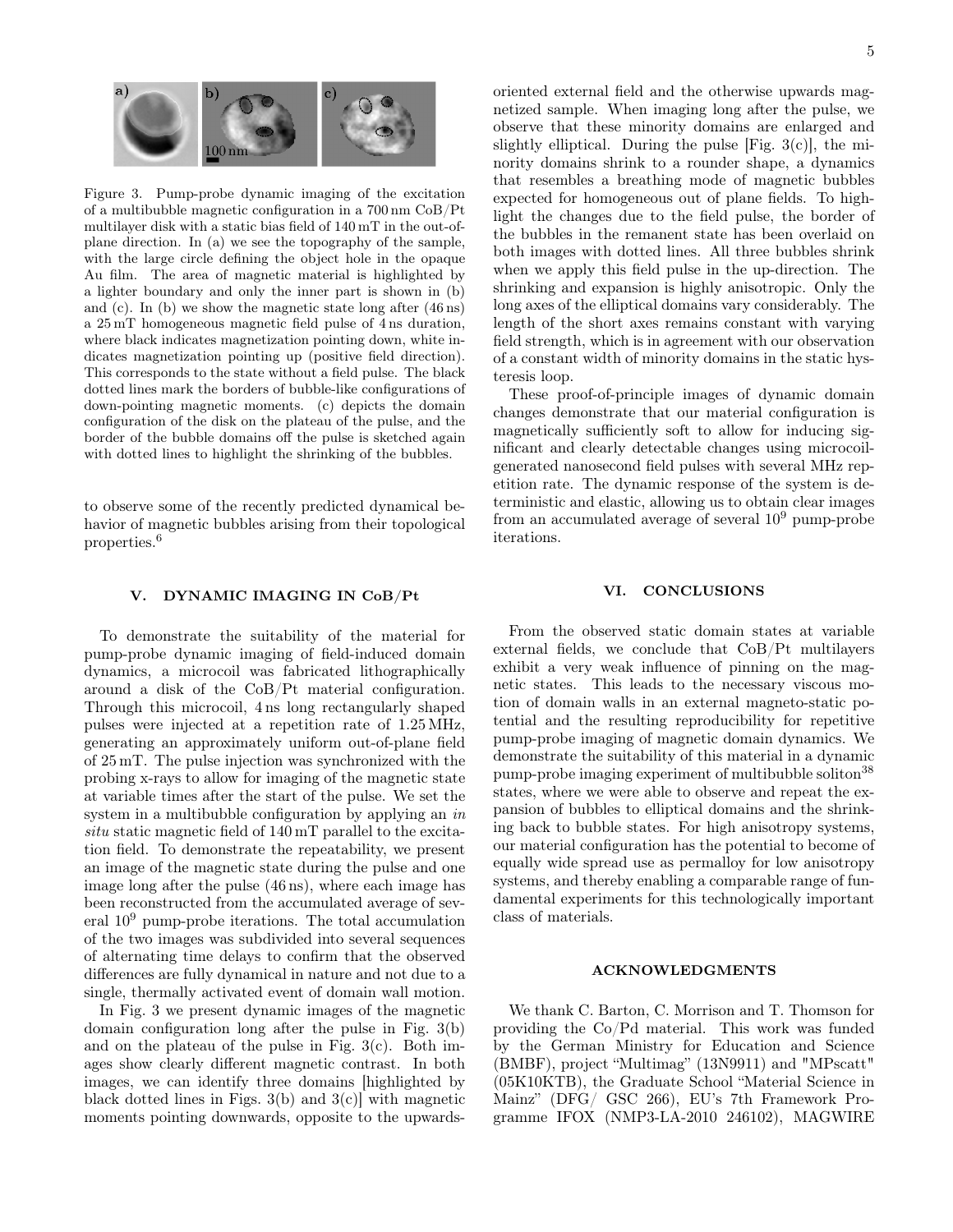Figure 3. Pump-probe dynamic imaging of the excitation of a multibubble magnetic configuration in a 700 nm CoB/Pt multilayer disk with a static bias field of 140 mT in the out-of-plane direction. In (a) we see the topography of the sample, with the large circle defining the object hole in the opaque Au film. The area of magnetic material is highlighted by a lighter boundary and only the inner part is shown in (b) and (c). In (b) we show the magnetic state long after (46 ns) a 25 mT homogeneous magnetic field pulse of 4 ns duration, where black indicates magnetization pointing down, white indicates magnetization pointing up (positive field direction). This corresponds to the state without a field pulse. The black dotted lines mark the borders of bubble-like configurations of down-pointing magnetic moments. (c) depicts the domain configuration of the disk on the plateau of the pulse, and the border of the bubble domains off the pulse is sketched again with dotted lines to highlight the shrinking of the bubbles.

to observe some of the recently predicted dynamical behavior of magnetic bubbles arising from their topological properties.[6]

## V. DYNAMIC IMAGING IN CoB/Pt

To demonstrate the suitability of the material for pump-probe dynamic imaging of field-induced domain dynamics, a microcoil was fabricated lithographically around a disk of the CoB/Pt material configuration. Through this microcoil, 4 ns long rectangularly shaped pulses were injected at a repetition rate of 1.25 MHz, generating an approximately uniform out-of-plane field of 25 mT. The pulse injection was synchronized with the probing x-rays to allow for imaging of the magnetic state at variable times after the start of the pulse. We set the system in a multibubble configuration by applying an *in situ* static magnetic field of 140 mT parallel to the excitation field. To demonstrate the repeatability, we present an image of the magnetic state during the pulse and one image long after the pulse (46 ns), where each image has been reconstructed from the accumulated average of several $10^9$ pump-probe iterations. The total accumulation of the two images was subdivided into several sequences of alternating time delays to confirm that the observed differences are fully dynamical in nature and not due to a single, thermally activated event of domain wall motion.

In Fig. 3 we present dynamic images of the magnetic domain configuration long after the pulse in Fig. 3(b) and on the plateau of the pulse in Fig. 3(c). Both images show clearly different magnetic contrast. In both images, we can identify three domains [highlighted by black dotted lines in Figs. 3(b) and 3(c)] with magnetic moments pointing downwards, opposite to the upwards-oriented external field and the otherwise upwards magnetized sample. When imaging long after the pulse, we observe that these minority domains are enlarged and slightly elliptical. During the pulse [Fig. 3(c)], the minority domains shrink to a rounder shape, a dynamics that resembles a breathing mode of magnetic bubbles expected for homogeneous out of plane fields. To highlight the changes due to the field pulse, the border of the bubbles in the remanent state has been overlaid on both images with dotted lines. All three bubbles shrink when we apply this field pulse in the up-direction. The shrinking and expansion is highly anisotropic. Only the long axes of the elliptical domains vary considerably. The length of the short axes remains constant with varying field strength, which is in agreement with our observation of a constant width of minority domains in the static hysteresis loop.

These proof-of-principle images of dynamic domain changes demonstrate that our material configuration is magnetically sufficiently soft to allow for inducing significant and clearly detectable changes using microcoil-generated nanosecond field pulses with several MHz repetition rate. The dynamic response of the system is deterministic and elastic, allowing us to obtain clear images from an accumulated average of several $10^9$ pump-probe iterations.

## VI. CONCLUSIONS

From the observed static domain states at variable external fields, we conclude that CoB/Pt multilayers exhibit a very weak influence of pinning on the magnetic states. This leads to the necessary viscous motion of domain walls in an external magneto-static potential and the resulting reproducibility for repetitive pump-probe imaging of magnetic domain dynamics. We demonstrate the suitability of this material in a dynamic pump-probe imaging experiment of multibubble soliton[38] states, where we were able to observe and repeat the expansion of bubbles to elliptical domains and the shrinking back to bubble states. For high anisotropy systems, our material configuration has the potential to become of equally wide spread use as permalloy for low anisotropy systems, and thereby enabling a comparable range of fundamental experiments for this technologically important class of materials.

## ACKNOWLEDGMENTS

We thank C. Barton, C. Morrison and T. Thomson for providing the Co/Pd material. This work was funded by the German Ministry for Education and Science (BMBF), project "Multimag" (13N9911) and "MPscatt" (05K10KTB), the Graduate School "Material Science in Mainz" (DFG/ GSC 266), EU's 7th Framework Programme IFOX (NMP3-LA-2010 246102), MAGWIRE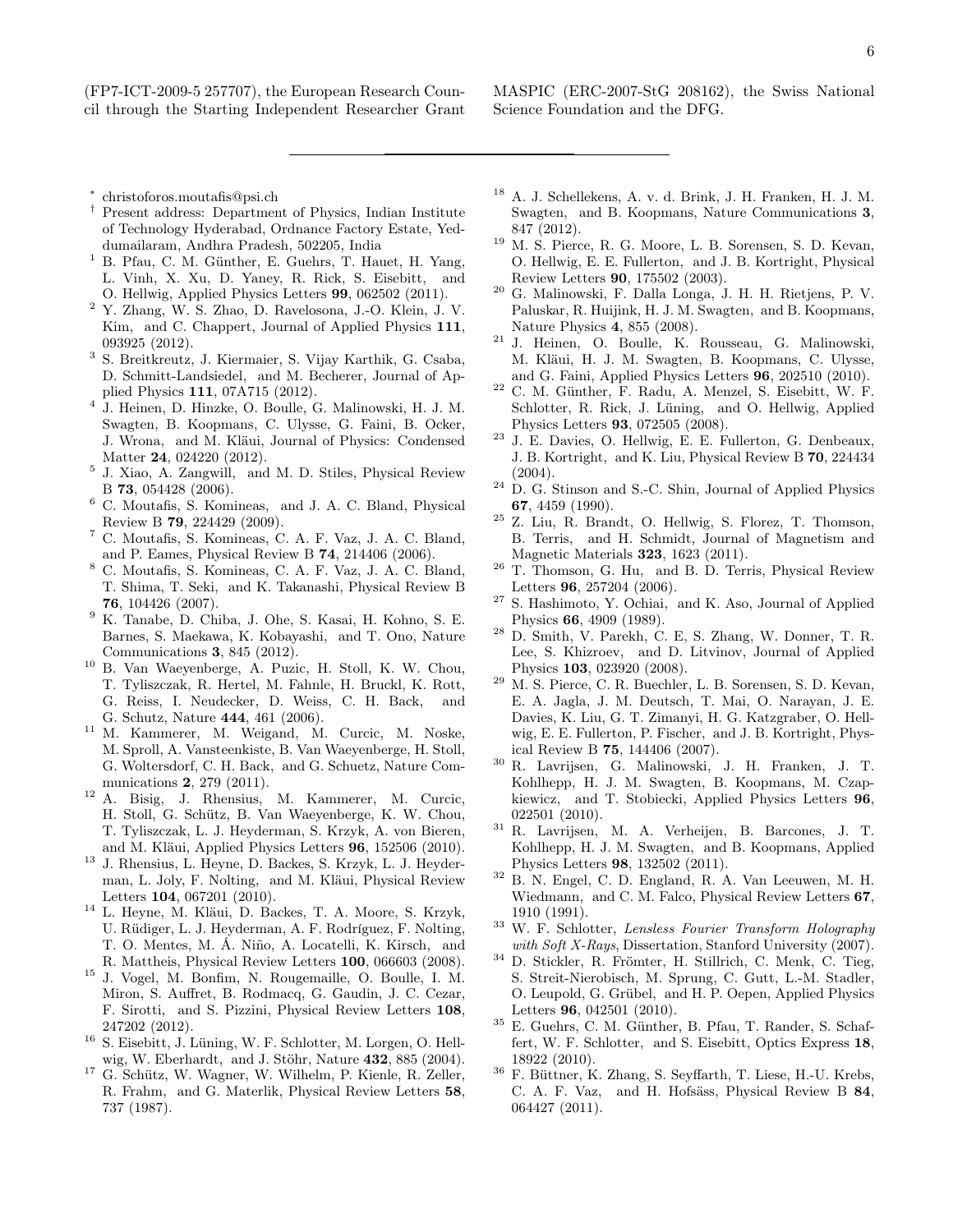(FP7-ICT-2009-5 257707), the European Research Council through the Starting Independent Researcher Grant MASPIC (ERC-2007-StG 208162), the Swiss National Science Foundation and the DFG.

---

[*] christoforos.moutafis@psi.ch

[†] Present address: Department of Physics, Indian Institute of Technology Hyderabad, Ordnance Factory Estate, Yeddumailaram, Andhra Pradesh, 502205, India

[1] B. Pfau, C. M. Günther, E. Guehrs, T. Hauet, H. Yang, L. Vinh, X. Xu, D. Yaney, R. Rick, S. Eisebitt, and O. Hellwig, Applied Physics Letters **99**, 062502 (2011).

[2] Y. Zhang, W. S. Zhao, D. Ravelosona, J.-O. Klein, J. V. Kim, and C. Chappert, Journal of Applied Physics **111**, 093925 (2012).

[3] S. Breitkreutz, J. Kiermaier, S. Vijay Karthik, G. Csaba, D. Schmitt-Landsiedel, and M. Becherer, Journal of Applied Physics **111**, 07A715 (2012).

[4] J. Heinen, D. Hinzke, O. Boulle, G. Malinowski, H. J. M. Swagten, B. Koopmans, C. Ulysse, G. Faini, B. Ocker, J. Wrona, and M. Kläui, Journal of Physics: Condensed Matter **24**, 024220 (2012).

[5] J. Xiao, A. Zangwill, and M. D. Stiles, Physical Review B **73**, 054428 (2006).

[6] C. Moutafis, S. Komineas, and J. A. C. Bland, Physical Review B **79**, 224429 (2009).

[7] C. Moutafis, S. Komineas, C. A. F. Vaz, J. A. C. Bland, and P. Eames, Physical Review B **74**, 214406 (2006).

[8] C. Moutafis, S. Komineas, C. A. F. Vaz, J. A. C. Bland, T. Shima, T. Seki, and K. Takanashi, Physical Review B **76**, 104426 (2007).

[9] K. Tanabe, D. Chiba, J. Ohe, S. Kasai, H. Kohno, S. E. Barnes, S. Maekawa, K. Kobayashi, and T. Ono, Nature Communications **3**, 845 (2012).

[10] B. Van Waeyenberge, A. Puzic, H. Stoll, K. W. Chou, T. Tyliszczak, R. Hertel, M. Fahnle, H. Bruckl, K. Rott, G. Reiss, I. Neudecker, D. Weiss, C. H. Back, and G. Schutz, Nature **444**, 461 (2006).

[11] M. Kammerer, M. Weigand, M. Curcic, M. Noske, M. Sproll, A. Vansteenkiste, B. Van Waeyenberge, H. Stoll, G. Woltersdorf, C. H. Back, and G. Schuetz, Nature Communications **2**, 279 (2011).

[12] A. Bisig, J. Rhensius, M. Kammerer, M. Curcic, H. Stoll, G. Schütz, B. Van Waeyenberge, K. W. Chou, T. Tyliszczak, L. J. Heyderman, S. Krzyk, A. von Bieren, and M. Kläui, Applied Physics Letters **96**, 152506 (2010).

[13] J. Rhensius, L. Heyne, D. Backes, S. Krzyk, L. J. Heyderman, L. Joly, F. Nolting, and M. Kläui, Physical Review Letters **104**, 067201 (2010).

[14] L. Heyne, M. Kläui, D. Backes, T. A. Moore, S. Krzyk, U. Rüdiger, L. J. Heyderman, A. F. Rodríguez, F. Nolting, T. O. Mentes, M. Á. Niño, A. Locatelli, K. Kirsch, and R. Mattheis, Physical Review Letters **100**, 066603 (2008).

[15] J. Vogel, M. Bonfim, N. Rougemaille, O. Boulle, I. M. Miron, S. Auffret, B. Rodmacq, G. Gaudin, J. C. Cezar, F. Sirotti, and S. Pizzini, Physical Review Letters **108**, 247202 (2012).

[16] S. Eisebitt, J. Lüning, W. F. Schlotter, M. Lorgen, O. Hellwig, W. Eberhardt, and J. Stöhr, Nature **432**, 885 (2004).

[17] G. Schütz, W. Wagner, W. Wilhelm, P. Kienle, R. Zeller, R. Frahm, and G. Materlik, Physical Review Letters **58**, 737 (1987).

[18] A. J. Schellekens, A. v. d. Brink, J. H. Franken, H. J. M. Swagten, and B. Koopmans, Nature Communications **3**, 847 (2012).

[19] M. S. Pierce, R. G. Moore, L. B. Sorensen, S. D. Kevan, O. Hellwig, E. E. Fullerton, and J. B. Kortright, Physical Review Letters **90**, 175502 (2003).

[20] G. Malinowski, F. Dalla Longa, J. H. H. Rietjens, P. V. Paluskar, R. Huijink, H. J. M. Swagten, and B. Koopmans, Nature Physics **4**, 855 (2008).

[21] J. Heinen, O. Boulle, K. Rousseau, G. Malinowski, M. Kläui, H. J. M. Swagten, B. Koopmans, C. Ulysse, and G. Faini, Applied Physics Letters **96**, 202510 (2010).

[22] C. M. Günther, F. Radu, A. Menzel, S. Eisebitt, W. F. Schlotter, R. Rick, J. Lüning, and O. Hellwig, Applied Physics Letters **93**, 072505 (2008).

[23] J. E. Davies, O. Hellwig, E. E. Fullerton, G. Denbeaux, J. B. Kortright, and K. Liu, Physical Review B **70**, 224434 (2004).

[24] D. G. Stinson and S.-C. Shin, Journal of Applied Physics **67**, 4459 (1990).

[25] Z. Liu, R. Brandt, O. Hellwig, S. Florez, T. Thomson, B. Terris, and H. Schmidt, Journal of Magnetism and Magnetic Materials **323**, 1623 (2011).

[26] T. Thomson, G. Hu, and B. D. Terris, Physical Review Letters **96**, 257204 (2006).

[27] S. Hashimoto, Y. Ochiai, and K. Aso, Journal of Applied Physics **66**, 4909 (1989).

[28] D. Smith, V. Parekh, C. E, S. Zhang, W. Donner, T. R. Lee, S. Khizroev, and D. Litvinov, Journal of Applied Physics **103**, 023920 (2008).

[29] M. S. Pierce, C. R. Buechler, L. B. Sorensen, S. D. Kevan, E. A. Jagla, J. M. Deutsch, T. Mai, O. Narayan, J. E. Davies, K. Liu, G. T. Zimanyi, H. G. Katzgraber, O. Hellwig, E. E. Fullerton, P. Fischer, and J. B. Kortright, Physical Review B **75**, 144406 (2007).

[30] R. Lavrijsen, G. Malinowski, J. H. Franken, J. T. Kohlhepp, H. J. M. Swagten, B. Koopmans, M. Czapkiewicz, and T. Stobiecki, Applied Physics Letters **96**, 022501 (2010).

[31] R. Lavrijsen, M. A. Verheijen, B. Barcones, J. T. Kohlhepp, H. J. M. Swagten, and B. Koopmans, Applied Physics Letters **98**, 132502 (2011).

[32] B. N. Engel, C. D. England, R. A. Van Leeuwen, M. H. Wiedmann, and C. M. Falco, Physical Review Letters **67**, 1910 (1991).

[33] W. F. Schlotter, *Lensless Fourier Transform Holography with Soft X-Rays*, Dissertation, Stanford University (2007).

[34] D. Stickler, R. Frömter, H. Stillrich, C. Menk, C. Tieg, S. Streit-Nierobisch, M. Sprung, C. Gutt, L.-M. Stadler, O. Leupold, G. Grübel, and H. P. Oepen, Applied Physics Letters **96**, 042501 (2010).

[35] E. Guehrs, C. M. Günther, B. Pfau, T. Rander, S. Schaffert, W. F. Schlotter, and S. Eisebitt, Optics Express **18**, 18922 (2010).

[36] F. Büttner, K. Zhang, S. Seyffarth, T. Liese, H.-U. Krebs, C. A. F. Vaz, and H. Hofsäss, Physical Review B **84**, 064427 (2011).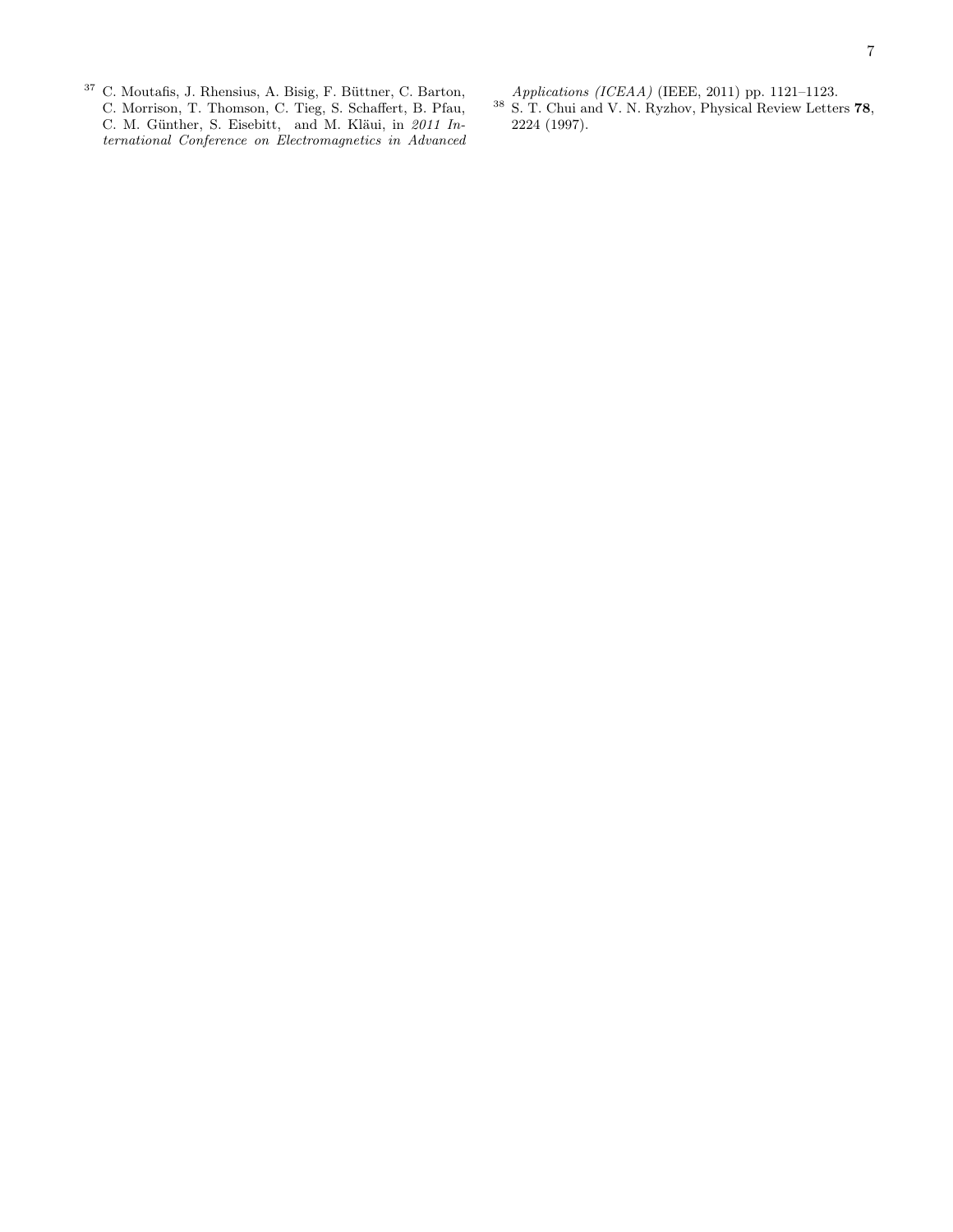[37] C. Moutafis, J. Rhensius, A. Bisig, F. Büttner, C. Barton, C. Morrison, T. Thomson, C. Tieg, S. Schaffert, B. Pfau, C. M. Günther, S. Eisebitt, and M. Kläui, in *2011 International Conference on Electromagnetics in Advanced Applications (ICEAA)* (IEEE, 2011) pp. 1121–1123.

[38] S. T. Chui and V. N. Ryzhov, Physical Review Letters **78**, 2224 (1997).